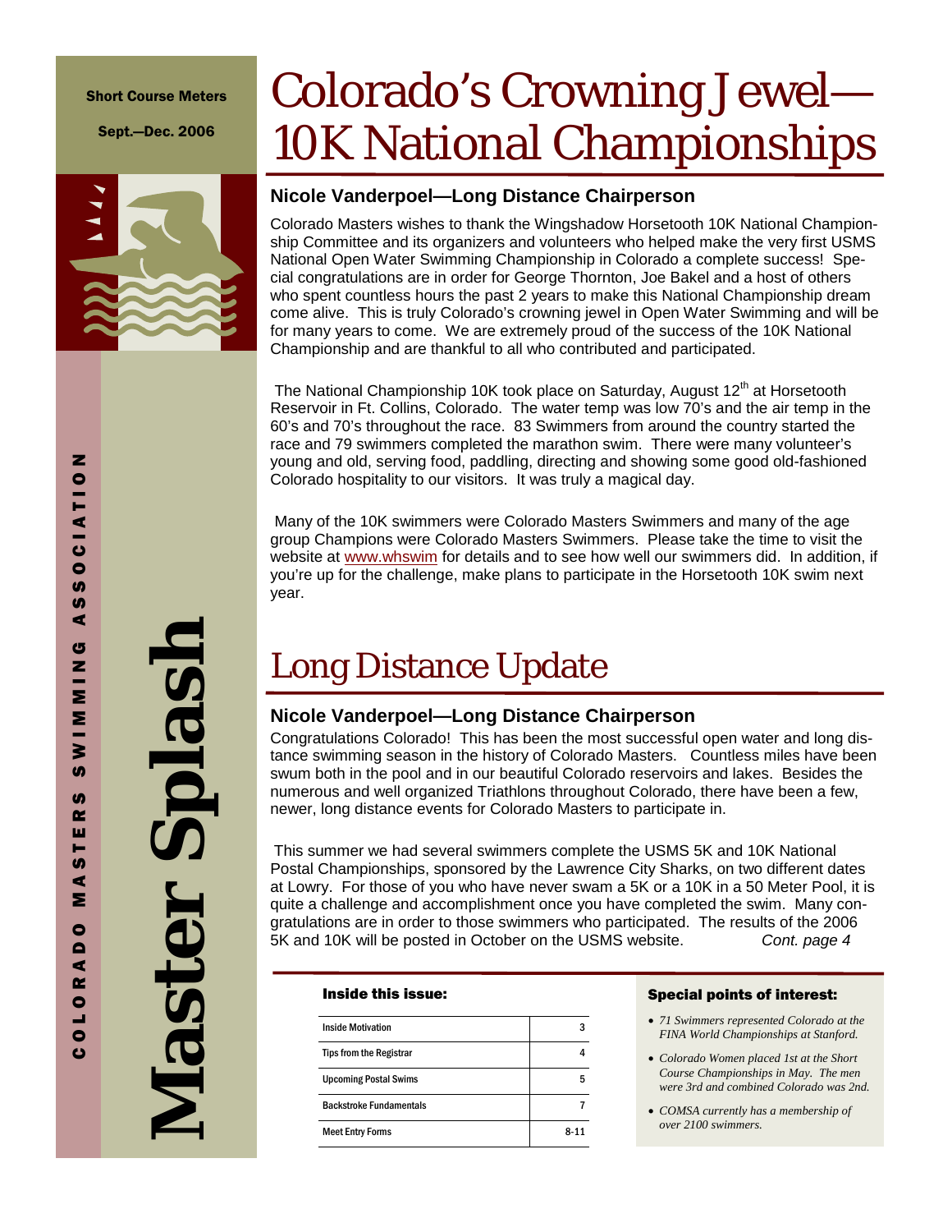Short Course Meters

Sept.—Dec. 2006

COLORADO MASTERS SWIMMING ASSOCIATION

**Master Splash**

# Colorado's Crowning Jewel—10K National Championships

### Nicole Vanderpoel—Long Distance Chairperson

Colorado Masters wishes to thank the Wingshadow Horsetooth 10K National Championship Committee and its organizers and volunteers who helped make the very first USMS National Open Water Swimming Championship in Colorado a complete success! Special congratulations are in order for George Thornton, Joe Bakel and a host of others who spent countless hours the past 2 years to make this National Championship dream come alive. This is truly Colorado's crowning jewel in Open Water Swimming and will be for many years to come. We are extremely proud of the success of the 10K National Championship and are thankful to all who contributed and participated.

The National Championship 10K took place on Saturday, August 12th at Horsetooth Reservoir in Ft. Collins, Colorado. The water temp was low 70's and the air temp in the 60's and 70's throughout the race. 83 Swimmers from around the country started the race and 79 swimmers completed the marathon swim. There were many volunteer's young and old, serving food, paddling, directing and showing some good old-fashioned Colorado hospitality to our visitors. It was truly a magical day.

Many of the 10K swimmers were Colorado Masters Swimmers and many of the age group Champions were Colorado Masters Swimmers. Please take the time to visit the website at www.whswim for details and to see how well our swimmers did. In addition, if you're up for the challenge, make plans to participate in the Horsetooth 10K swim next year.

# Long Distance Update

### Nicole Vanderpoel—Long Distance Chairperson

Congratulations Colorado! This has been the most successful open water and long distance swimming season in the history of Colorado Masters. Countless miles have been swum both in the pool and in our beautiful Colorado reservoirs and lakes. Besides the numerous and well organized Triathlons throughout Colorado, there have been a few, newer, long distance events for Colorado Masters to participate in.

This summer we had several swimmers complete the USMS 5K and 10K National Postal Championships, sponsored by the Lawrence City Sharks, on two different dates at Lowry. For those of you who have never swam a 5K or a 10K in a 50 Meter Pool, it is quite a challenge and accomplishment once you have completed the swim. Many congratulations are in order to those swimmers who participated. The results of the 2006 5K and 10K will be posted in October on the USMS website. *Cont. page 4*

**Inside this issue:**

| | |
|---|---|
| Inside Motivation | 3 |
| Tips from the Registrar | 4 |
| Upcoming Postal Swims | 5 |
| Backstroke Fundamentals | 7 |
| Meet Entry Forms | 8-11 |

**Special points of interest:**

- *71 Swimmers represented Colorado at the FINA World Championships at Stanford.*
- *Colorado Women placed 1st at the Short Course Championships in May. The men were 3rd and combined Colorado was 2nd.*
- *COMSA currently has a membership of over 2100 swimmers.*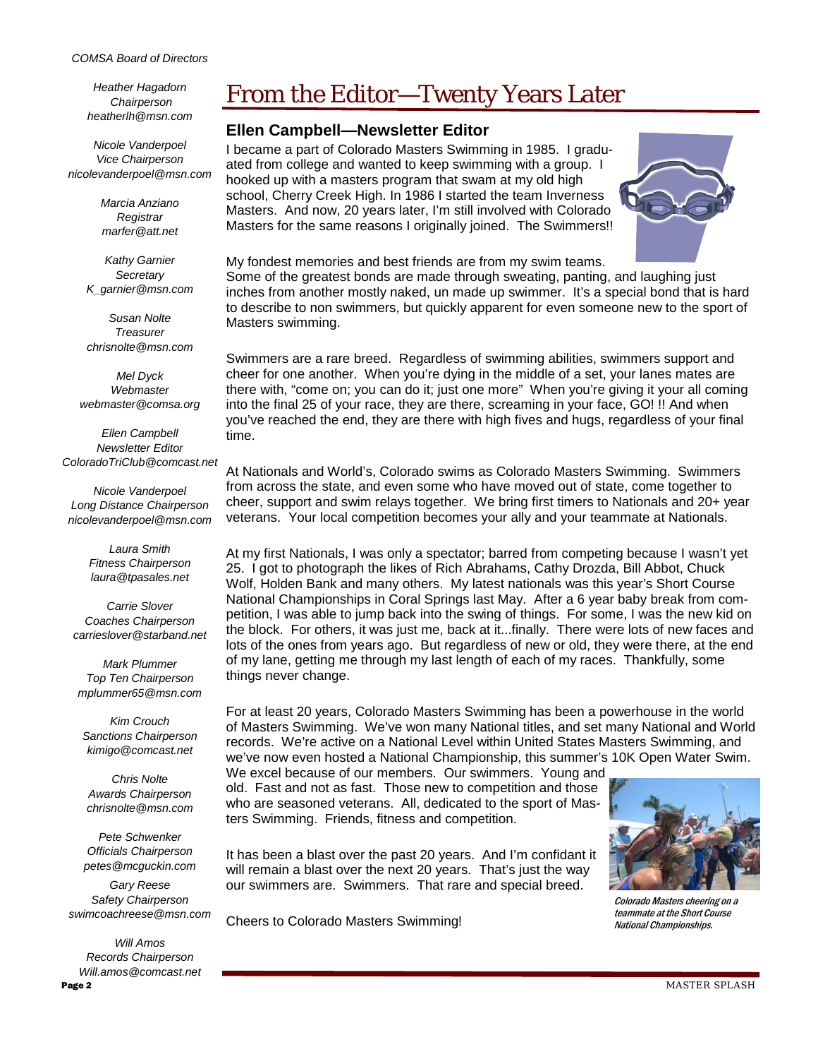*COMSA Board of Directors*

*Heather Hagadorn*
*Chairperson*
*heatherlh@msn.com*

*Nicole Vanderpoel*
*Vice Chairperson*
*nicolevanderpoel@msn.com*

*Marcia Anziano*
*Registrar*
*marfer@att.net*

*Kathy Garnier*
*Secretary*
*K_garnier@msn.com*

*Susan Nolte*
*Treasurer*
*chrisnolte@msn.com*

*Mel Dyck*
*Webmaster*
*webmaster@comsa.org*

*Ellen Campbell*
*Newsletter Editor*
*ColoradoTriClub@comcast.net*

*Nicole Vanderpoel*
*Long Distance Chairperson*
*nicolevanderpoel@msn.com*

*Laura Smith*
*Fitness Chairperson*
*laura@tpasales.net*

*Carrie Slover*
*Coaches Chairperson*
*carrieslover@starband.net*

*Mark Plummer*
*Top Ten Chairperson*
*mplummer65@msn.com*

*Kim Crouch*
*Sanctions Chairperson*
*kimigo@comcast.net*

*Chris Nolte*
*Awards Chairperson*
*chrisnolte@msn.com*

*Pete Schwenker*
*Officials Chairperson*
*petes@mcguckin.com*

*Gary Reese*
*Safety Chairperson*
*swimcoachreese@msn.com*

*Will Amos*
*Records Chairperson*
*Will.amos@comcast.net*

# From the Editor—Twenty Years Later

### Ellen Campbell—Newsletter Editor

I became a part of Colorado Masters Swimming in 1985. I graduated from college and wanted to keep swimming with a group. I hooked up with a masters program that swam at my old high school, Cherry Creek High. In 1986 I started the team Inverness Masters. And now, 20 years later, I'm still involved with Colorado Masters for the same reasons I originally joined. The Swimmers!!

My fondest memories and best friends are from my swim teams. Some of the greatest bonds are made through sweating, panting, and laughing just inches from another mostly naked, un made up swimmer. It's a special bond that is hard to describe to non swimmers, but quickly apparent for even someone new to the sport of Masters swimming.

Swimmers are a rare breed. Regardless of swimming abilities, swimmers support and cheer for one another. When you're dying in the middle of a set, your lanes mates are there with, "come on; you can do it; just one more" When you're giving it your all coming into the final 25 of your race, they are there, screaming in your face, GO! !! And when you've reached the end, they are there with high fives and hugs, regardless of your final time.

At Nationals and World's, Colorado swims as Colorado Masters Swimming. Swimmers from across the state, and even some who have moved out of state, come together to cheer, support and swim relays together. We bring first timers to Nationals and 20+ year veterans. Your local competition becomes your ally and your teammate at Nationals.

At my first Nationals, I was only a spectator; barred from competing because I wasn't yet 25. I got to photograph the likes of Rich Abrahams, Cathy Drozda, Bill Abbot, Chuck Wolf, Holden Bank and many others. My latest nationals was this year's Short Course National Championships in Coral Springs last May. After a 6 year baby break from competition, I was able to jump back into the swing of things. For some, I was the new kid on the block. For others, it was just me, back at it...finally. There were lots of new faces and lots of the ones from years ago. But regardless of new or old, they were there, at the end of my lane, getting me through my last length of each of my races. Thankfully, some things never change.

For at least 20 years, Colorado Masters Swimming has been a powerhouse in the world of Masters Swimming. We've won many National titles, and set many National and World records. We're active on a National Level within United States Masters Swimming, and we've now even hosted a National Championship, this summer's 10K Open Water Swim. We excel because of our members. Our swimmers. Young and old. Fast and not as fast. Those new to competition and those who are seasoned veterans. All, dedicated to the sport of Masters Swimming. Friends, fitness and competition.

It has been a blast over the past 20 years. And I'm confidant it will remain a blast over the next 20 years. That's just the way our swimmers are. Swimmers. That rare and special breed.

Cheers to Colorado Masters Swimming!

*Colorado Masters cheering on a teammate at the Short Course National Championships.*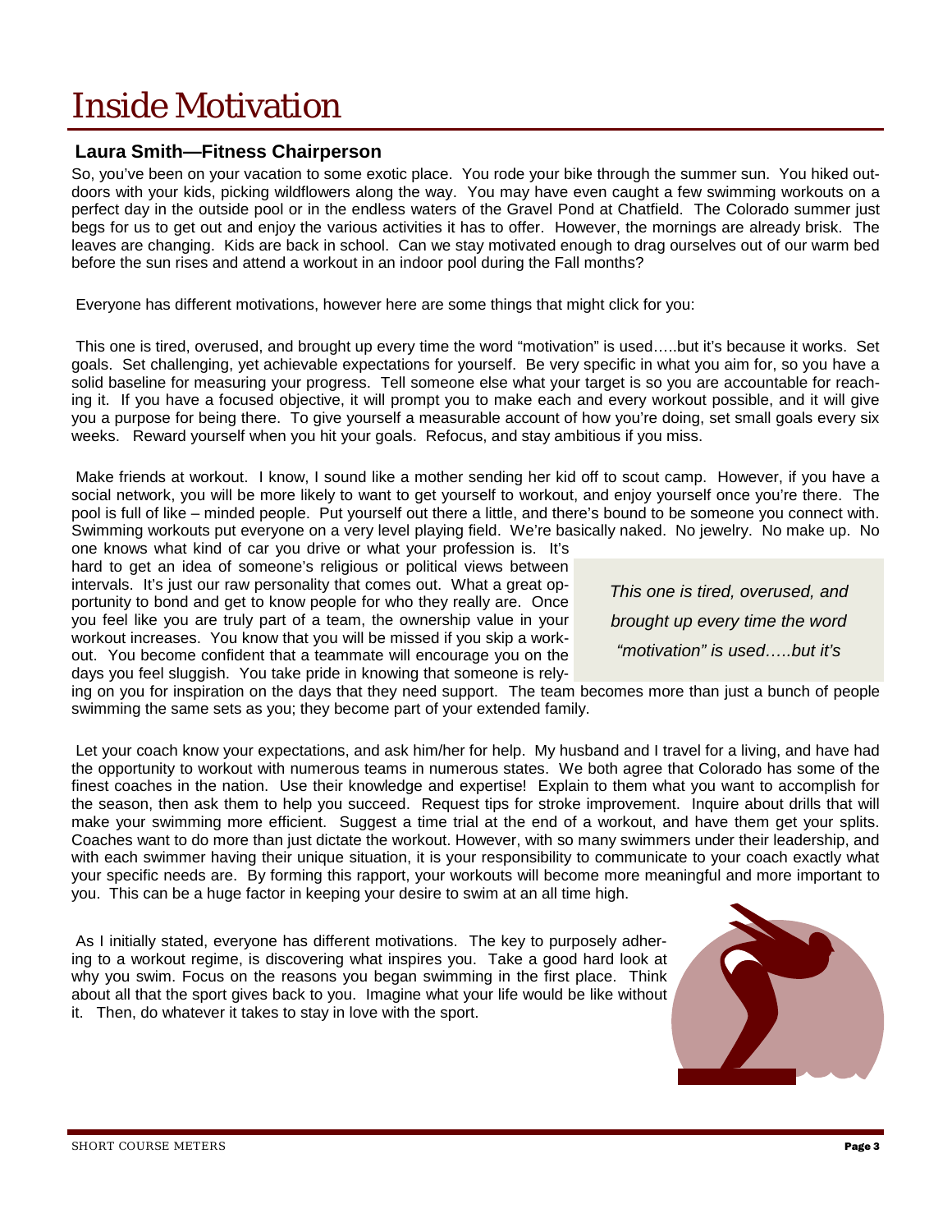# Inside Motivation

### Laura Smith—Fitness Chairperson

So, you've been on your vacation to some exotic place. You rode your bike through the summer sun. You hiked outdoors with your kids, picking wildflowers along the way. You may have even caught a few swimming workouts on a perfect day in the outside pool or in the endless waters of the Gravel Pond at Chatfield. The Colorado summer just begs for us to get out and enjoy the various activities it has to offer. However, the mornings are already brisk. The leaves are changing. Kids are back in school. Can we stay motivated enough to drag ourselves out of our warm bed before the sun rises and attend a workout in an indoor pool during the Fall months?

Everyone has different motivations, however here are some things that might click for you:

This one is tired, overused, and brought up every time the word "motivation" is used…..but it's because it works. Set goals. Set challenging, yet achievable expectations for yourself. Be very specific in what you aim for, so you have a solid baseline for measuring your progress. Tell someone else what your target is so you are accountable for reaching it. If you have a focused objective, it will prompt you to make each and every workout possible, and it will give you a purpose for being there. To give yourself a measurable account of how you're doing, set small goals every six weeks. Reward yourself when you hit your goals. Refocus, and stay ambitious if you miss.

Make friends at workout. I know, I sound like a mother sending her kid off to scout camp. However, if you have a social network, you will be more likely to want to get yourself to workout, and enjoy yourself once you're there. The pool is full of like – minded people. Put yourself out there a little, and there's bound to be someone you connect with. Swimming workouts put everyone on a very level playing field. We're basically naked. No jewelry. No make up. No one knows what kind of car you drive or what your profession is. It's hard to get an idea of someone's religious or political views between intervals. It's just our raw personality that comes out. What a great opportunity to bond and get to know people for who they really are. Once you feel like you are truly part of a team, the ownership value in your workout increases. You know that you will be missed if you skip a workout. You become confident that a teammate will encourage you on the days you feel sluggish. You take pride in knowing that someone is relying on you for inspiration on the days that they need support. The team becomes more than just a bunch of people swimming the same sets as you; they become part of your extended family.

> *This one is tired, overused, and brought up every time the word "motivation" is used…..but it's*

Let your coach know your expectations, and ask him/her for help. My husband and I travel for a living, and have had the opportunity to workout with numerous teams in numerous states. We both agree that Colorado has some of the finest coaches in the nation. Use their knowledge and expertise! Explain to them what you want to accomplish for the season, then ask them to help you succeed. Request tips for stroke improvement. Inquire about drills that will make your swimming more efficient. Suggest a time trial at the end of a workout, and have them get your splits. Coaches want to do more than just dictate the workout. However, with so many swimmers under their leadership, and with each swimmer having their unique situation, it is your responsibility to communicate to your coach exactly what your specific needs are. By forming this rapport, your workouts will become more meaningful and more important to you. This can be a huge factor in keeping your desire to swim at an all time high.

As I initially stated, everyone has different motivations. The key to purposely adhering to a workout regime, is discovering what inspires you. Take a good hard look at why you swim. Focus on the reasons you began swimming in the first place. Think about all that the sport gives back to you. Imagine what your life would be like without it. Then, do whatever it takes to stay in love with the sport.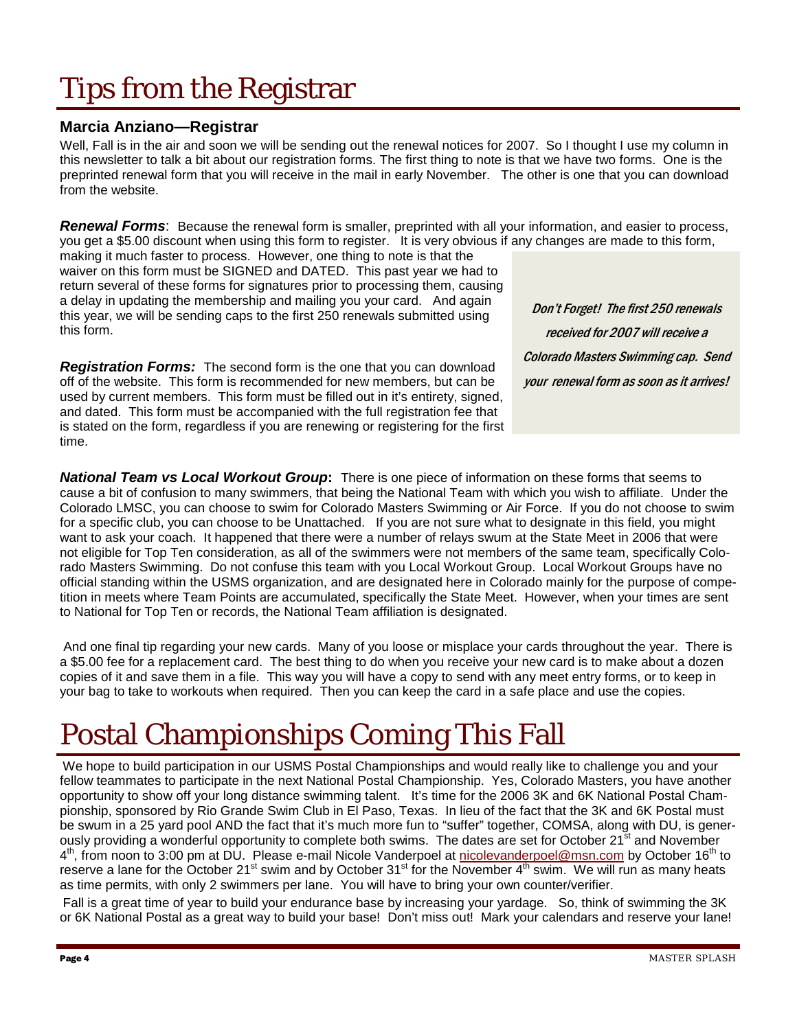# Tips from the Registrar

### Marcia Anziano—Registrar

Well, Fall is in the air and soon we will be sending out the renewal notices for 2007. So I thought I use my column in this newsletter to talk a bit about our registration forms. The first thing to note is that we have two forms. One is the preprinted renewal form that you will receive in the mail in early November. The other is one that you can download from the website.

***Renewal Forms***: Because the renewal form is smaller, preprinted with all your information, and easier to process, you get a $5.00 discount when using this form to register. It is very obvious if any changes are made to this form, making it much faster to process. However, one thing to note is that the waiver on this form must be SIGNED and DATED. This past year we had to return several of these forms for signatures prior to processing them, causing a delay in updating the membership and mailing you your card. And again this year, we will be sending caps to the first 250 renewals submitted using this form.

***Registration Forms:*** The second form is the one that you can download off of the website. This form is recommended for new members, but can be used by current members. This form must be filled out in it's entirety, signed, and dated. This form must be accompanied with the full registration fee that is stated on the form, regardless if you are renewing or registering for the first time.

> *Don't Forget! The first 250 renewals received for 2007 will receive a Colorado Masters Swimming cap. Send your renewal form as soon as it arrives!*

***National Team vs Local Workout Group*****:** There is one piece of information on these forms that seems to cause a bit of confusion to many swimmers, that being the National Team with which you wish to affiliate. Under the Colorado LMSC, you can choose to swim for Colorado Masters Swimming or Air Force. If you do not choose to swim for a specific club, you can choose to be Unattached. If you are not sure what to designate in this field, you might want to ask your coach. It happened that there were a number of relays swum at the State Meet in 2006 that were not eligible for Top Ten consideration, as all of the swimmers were not members of the same team, specifically Colorado Masters Swimming. Do not confuse this team with you Local Workout Group. Local Workout Groups have no official standing within the USMS organization, and are designated here in Colorado mainly for the purpose of competition in meets where Team Points are accumulated, specifically the State Meet. However, when your times are sent to National for Top Ten or records, the National Team affiliation is designated.

And one final tip regarding your new cards. Many of you loose or misplace your cards throughout the year. There is a $5.00 fee for a replacement card. The best thing to do when you receive your new card is to make about a dozen copies of it and save them in a file. This way you will have a copy to send with any meet entry forms, or to keep in your bag to take to workouts when required. Then you can keep the card in a safe place and use the copies.

# Postal Championships Coming This Fall

We hope to build participation in our USMS Postal Championships and would really like to challenge you and your fellow teammates to participate in the next National Postal Championship. Yes, Colorado Masters, you have another opportunity to show off your long distance swimming talent. It's time for the 2006 3K and 6K National Postal Championship, sponsored by Rio Grande Swim Club in El Paso, Texas. In lieu of the fact that the 3K and 6K Postal must be swum in a 25 yard pool AND the fact that it's much more fun to "suffer" together, COMSA, along with DU, is generously providing a wonderful opportunity to complete both swims. The dates are set for October 21st and November 4th, from noon to 3:00 pm at DU. Please e-mail Nicole Vanderpoel at nicolevanderpoel@msn.com by October 16th to reserve a lane for the October 21st swim and by October 31st for the November 4th swim. We will run as many heats as time permits, with only 2 swimmers per lane. You will have to bring your own counter/verifier.

Fall is a great time of year to build your endurance base by increasing your yardage. So, think of swimming the 3K or 6K National Postal as a great way to build your base! Don't miss out! Mark your calendars and reserve your lane!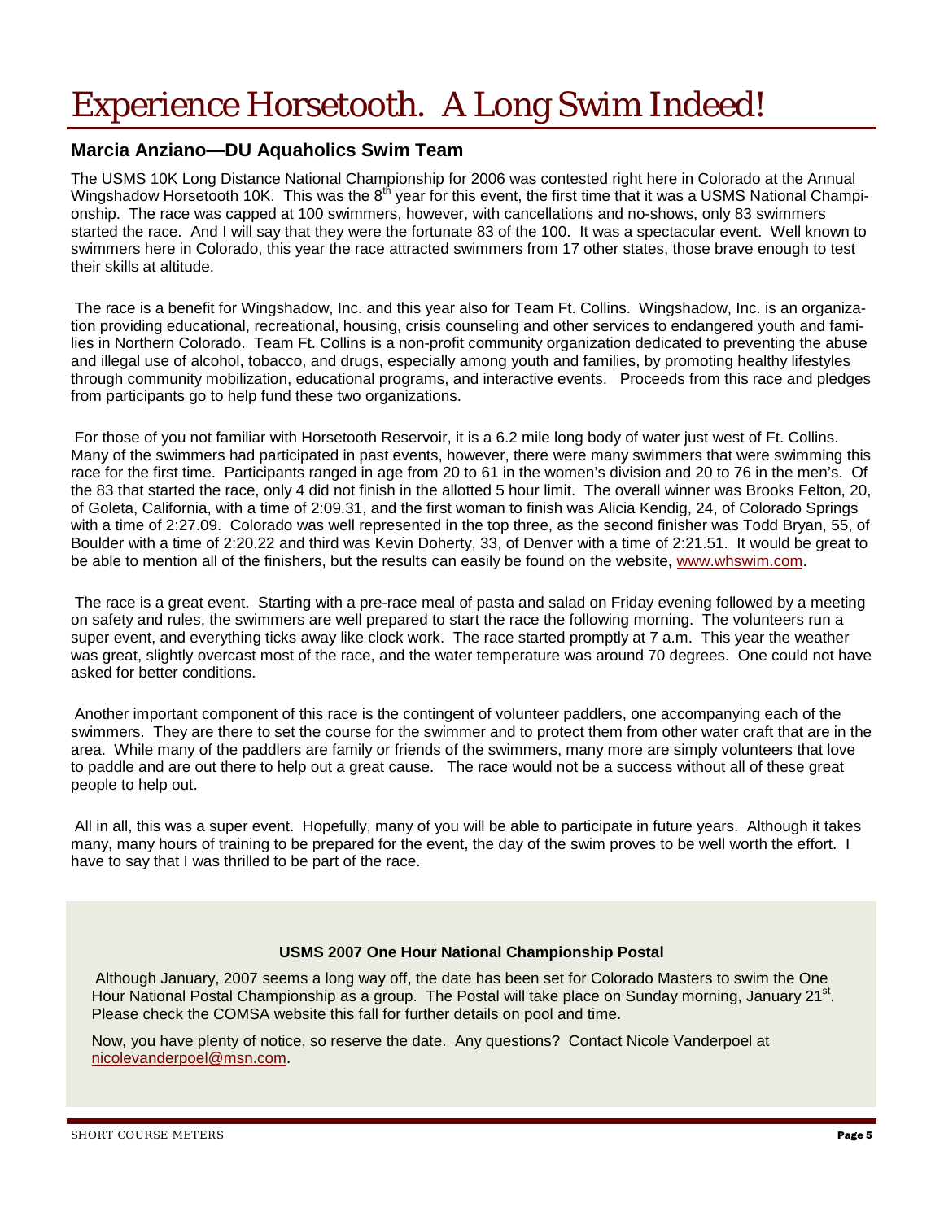# Experience Horsetooth. A Long Swim Indeed!

### Marcia Anziano—DU Aquaholics Swim Team

The USMS 10K Long Distance National Championship for 2006 was contested right here in Colorado at the Annual Wingshadow Horsetooth 10K. This was the 8th year for this event, the first time that it was a USMS National Championship. The race was capped at 100 swimmers, however, with cancellations and no-shows, only 83 swimmers started the race. And I will say that they were the fortunate 83 of the 100. It was a spectacular event. Well known to swimmers here in Colorado, this year the race attracted swimmers from 17 other states, those brave enough to test their skills at altitude.

The race is a benefit for Wingshadow, Inc. and this year also for Team Ft. Collins. Wingshadow, Inc. is an organization providing educational, recreational, housing, crisis counseling and other services to endangered youth and families in Northern Colorado. Team Ft. Collins is a non-profit community organization dedicated to preventing the abuse and illegal use of alcohol, tobacco, and drugs, especially among youth and families, by promoting healthy lifestyles through community mobilization, educational programs, and interactive events. Proceeds from this race and pledges from participants go to help fund these two organizations.

For those of you not familiar with Horsetooth Reservoir, it is a 6.2 mile long body of water just west of Ft. Collins. Many of the swimmers had participated in past events, however, there were many swimmers that were swimming this race for the first time. Participants ranged in age from 20 to 61 in the women's division and 20 to 76 in the men's. Of the 83 that started the race, only 4 did not finish in the allotted 5 hour limit. The overall winner was Brooks Felton, 20, of Goleta, California, with a time of 2:09.31, and the first woman to finish was Alicia Kendig, 24, of Colorado Springs with a time of 2:27.09. Colorado was well represented in the top three, as the second finisher was Todd Bryan, 55, of Boulder with a time of 2:20.22 and third was Kevin Doherty, 33, of Denver with a time of 2:21.51. It would be great to be able to mention all of the finishers, but the results can easily be found on the website, www.whswim.com.

The race is a great event. Starting with a pre-race meal of pasta and salad on Friday evening followed by a meeting on safety and rules, the swimmers are well prepared to start the race the following morning. The volunteers run a super event, and everything ticks away like clock work. The race started promptly at 7 a.m. This year the weather was great, slightly overcast most of the race, and the water temperature was around 70 degrees. One could not have asked for better conditions.

Another important component of this race is the contingent of volunteer paddlers, one accompanying each of the swimmers. They are there to set the course for the swimmer and to protect them from other water craft that are in the area. While many of the paddlers are family or friends of the swimmers, many more are simply volunteers that love to paddle and are out there to help out a great cause. The race would not be a success without all of these great people to help out.

All in all, this was a super event. Hopefully, many of you will be able to participate in future years. Although it takes many, many hours of training to be prepared for the event, the day of the swim proves to be well worth the effort. I have to say that I was thrilled to be part of the race.

**USMS 2007 One Hour National Championship Postal**

Although January, 2007 seems a long way off, the date has been set for Colorado Masters to swim the One Hour National Postal Championship as a group. The Postal will take place on Sunday morning, January 21st. Please check the COMSA website this fall for further details on pool and time.

Now, you have plenty of notice, so reserve the date. Any questions? Contact Nicole Vanderpoel at nicolevanderpoel@msn.com.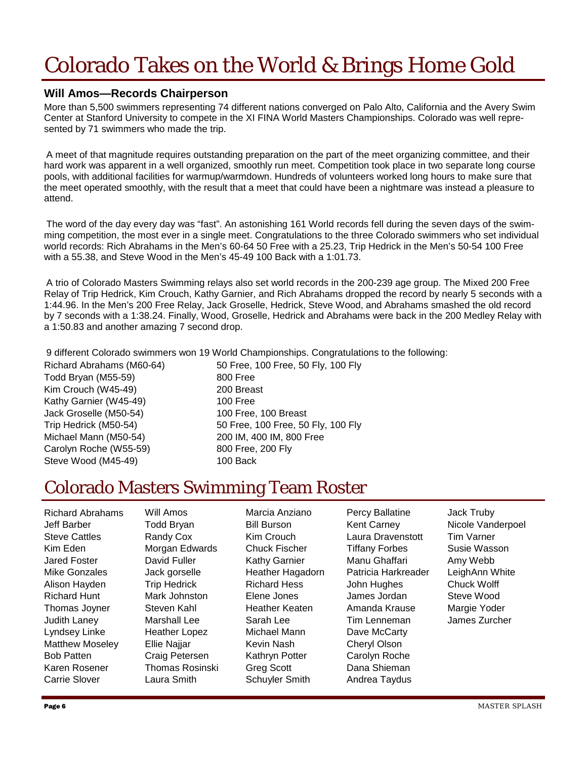# Colorado Takes on the World & Brings Home Gold

### Will Amos—Records Chairperson

More than 5,500 swimmers representing 74 different nations converged on Palo Alto, California and the Avery Swim Center at Stanford University to compete in the XI FINA World Masters Championships. Colorado was well represented by 71 swimmers who made the trip.

A meet of that magnitude requires outstanding preparation on the part of the meet organizing committee, and their hard work was apparent in a well organized, smoothly run meet. Competition took place in two separate long course pools, with additional facilities for warmup/warmdown. Hundreds of volunteers worked long hours to make sure that the meet operated smoothly, with the result that a meet that could have been a nightmare was instead a pleasure to attend.

The word of the day every day was "fast". An astonishing 161 World records fell during the seven days of the swimming competition, the most ever in a single meet. Congratulations to the three Colorado swimmers who set individual world records: Rich Abrahams in the Men's 60-64 50 Free with a 25.23, Trip Hedrick in the Men's 50-54 100 Free with a 55.38, and Steve Wood in the Men's 45-49 100 Back with a 1:01.73.

A trio of Colorado Masters Swimming relays also set world records in the 200-239 age group. The Mixed 200 Free Relay of Trip Hedrick, Kim Crouch, Kathy Garnier, and Rich Abrahams dropped the record by nearly 5 seconds with a 1:44.96. In the Men's 200 Free Relay, Jack Groselle, Hedrick, Steve Wood, and Abrahams smashed the old record by 7 seconds with a 1:38.24. Finally, Wood, Groselle, Hedrick and Abrahams were back in the 200 Medley Relay with a 1:50.83 and another amazing 7 second drop.

9 different Colorado swimmers won 19 World Championships. Congratulations to the following:

| | |
|---|---|
| Richard Abrahams (M60-64) | 50 Free, 100 Free, 50 Fly, 100 Fly |
| Todd Bryan (M55-59) | 800 Free |
| Kim Crouch (W45-49) | 200 Breast |
| Kathy Garnier (W45-49) | 100 Free |
| Jack Groselle (M50-54) | 100 Free, 100 Breast |
| Trip Hedrick (M50-54) | 50 Free, 100 Free, 50 Fly, 100 Fly |
| Michael Mann (M50-54) | 200 IM, 400 IM, 800 Free |
| Carolyn Roche (W55-59) | 800 Free, 200 Fly |
| Steve Wood (M45-49) | 100 Back |

# Colorado Masters Swimming Team Roster

| | | | | |
|---|---|---|---|---|
| Richard Abrahams | Will Amos | Marcia Anziano | Percy Ballatine | Jack Truby |
| Jeff Barber | Todd Bryan | Bill Burson | Kent Carney | Nicole Vanderpoel |
| Steve Cattles | Randy Cox | Kim Crouch | Laura Dravenstott | Tim Varner |
| Kim Eden | Morgan Edwards | Chuck Fischer | Tiffany Forbes | Susie Wasson |
| Jared Foster | David Fuller | Kathy Garnier | Manu Ghaffari | Amy Webb |
| Mike Gonzales | Jack gorselle | Heather Hagadorn | Patricia Harkreader | LeighAnn White |
| Alison Hayden | Trip Hedrick | Richard Hess | John Hughes | Chuck Wolff |
| Richard Hunt | Mark Johnston | Elene Jones | James Jordan | Steve Wood |
| Thomas Joyner | Steven Kahl | Heather Keaten | Amanda Krause | Margie Yoder |
| Judith Laney | Marshall Lee | Sarah Lee | Tim Lenneman | James Zurcher |
| Lyndsey Linke | Heather Lopez | Michael Mann | Dave McCarty | |
| Matthew Moseley | Ellie Najjar | Kevin Nash | Cheryl Olson | |
| Bob Patten | Craig Petersen | Kathryn Potter | Carolyn Roche | |
| Karen Rosener | Thomas Rosinski | Greg Scott | Dana Shieman | |
| Carrie Slover | Laura Smith | Schuyler Smith | Andrea Taydus | |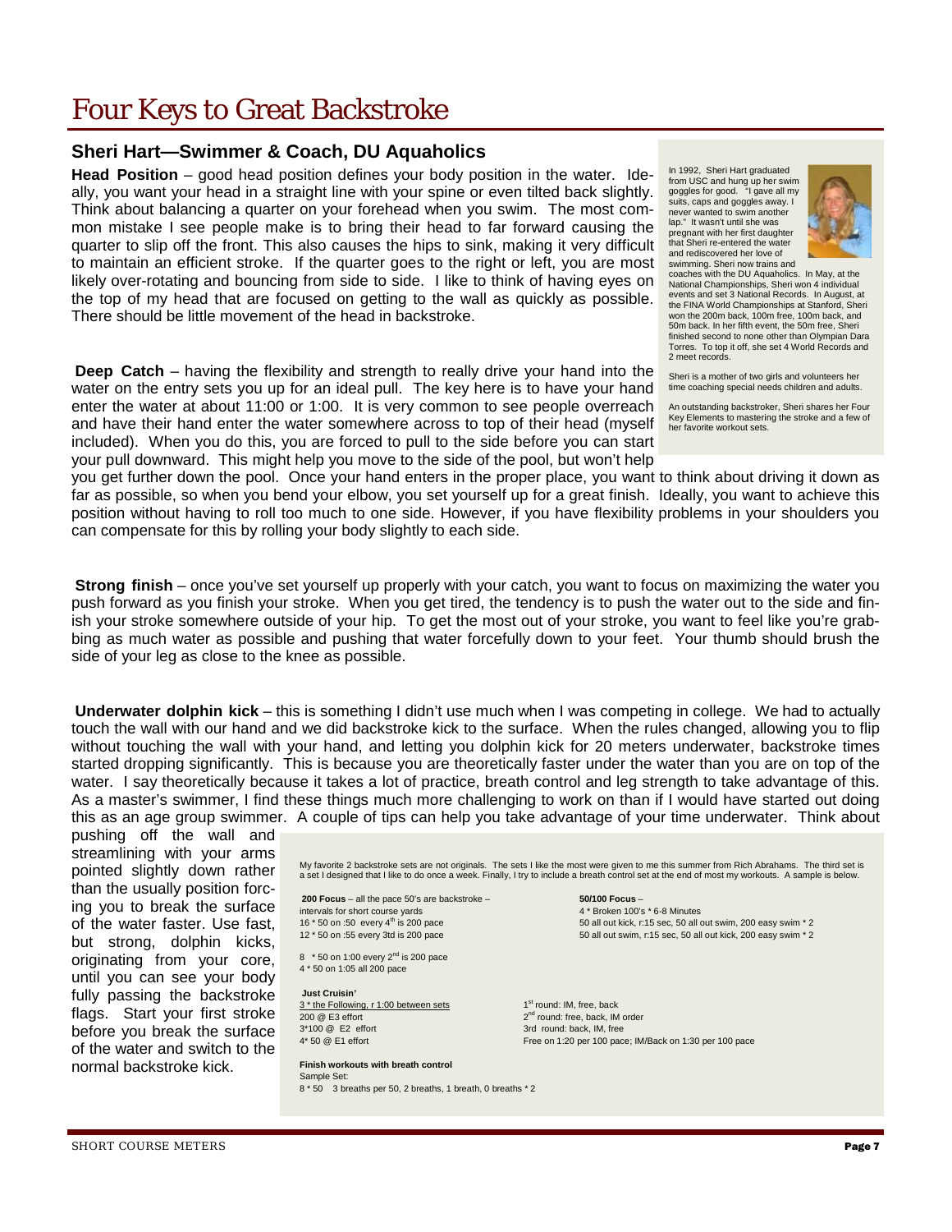# Four Keys to Great Backstroke

## Sheri Hart—Swimmer & Coach, DU Aquaholics

**Head Position** – good head position defines your body position in the water. Ideally, you want your head in a straight line with your spine or even tilted back slightly. Think about balancing a quarter on your forehead when you swim. The most common mistake I see people make is to bring their head to far forward causing the quarter to slip off the front. This also causes the hips to sink, making it very difficult to maintain an efficient stroke. If the quarter goes to the right or left, you are most likely over-rotating and bouncing from side to side. I like to think of having eyes on the top of my head that are focused on getting to the wall as quickly as possible. There should be little movement of the head in backstroke.

**Deep Catch** – having the flexibility and strength to really drive your hand into the water on the entry sets you up for an ideal pull. The key here is to have your hand enter the water at about 11:00 or 1:00. It is very common to see people overreach and have their hand enter the water somewhere across to top of their head (myself included). When you do this, you are forced to pull to the side before you can start your pull downward. This might help you move to the side of the pool, but won't help you get further down the pool. Once your hand enters in the proper place, you want to think about driving it down as far as possible, so when you bend your elbow, you set yourself up for a great finish. Ideally, you want to achieve this position without having to roll too much to one side. However, if you have flexibility problems in your shoulders you can compensate for this by rolling your body slightly to each side.

**Strong finish** – once you've set yourself up properly with your catch, you want to focus on maximizing the water you push forward as you finish your stroke. When you get tired, the tendency is to push the water out to the side and finish your stroke somewhere outside of your hip. To get the most out of your stroke, you want to feel like you're grabbing as much water as possible and pushing that water forcefully down to your feet. Your thumb should brush the side of your leg as close to the knee as possible.

**Underwater dolphin kick** – this is something I didn't use much when I was competing in college. We had to actually touch the wall with our hand and we did backstroke kick to the surface. When the rules changed, allowing you to flip without touching the wall with your hand, and letting you dolphin kick for 20 meters underwater, backstroke times started dropping significantly. This is because you are theoretically faster under the water than you are on top of the water. I say theoretically because it takes a lot of practice, breath control and leg strength to take advantage of this. As a master's swimmer, I find these things much more challenging to work on than if I would have started out doing this as an age group swimmer. A couple of tips can help you take advantage of your time underwater. Think about pushing off the wall and streamlining with your arms pointed slightly down rather than the usually position forcing you to break the surface of the water faster. Use fast, but strong, dolphin kicks, originating from your core, until you can see your body fully passing the backstroke flags. Start your first stroke before you break the surface of the water and switch to the normal backstroke kick.

---

In 1992, Sheri Hart graduated from USC and hung up her swim goggles for good. "I gave all my suits, caps and goggles away. I never wanted to swim another lap." It wasn't until she was pregnant with her first daughter that Sheri re-entered the water and rediscovered her love of swimming. Sheri now trains and coaches with the DU Aquaholics. In May, at the National Championships, Sheri won 4 individual events and set 3 National Records. In August, at the FINA World Championships at Stanford, Sheri won the 200m back, 100m free, 100m back, and 50m back. In her fifth event, the 50m free, Sheri finished second to none other than Olympian Dara Torres. To top it off, she set 4 World Records and 2 meet records.

Sheri is a mother of two girls and volunteers her time coaching special needs children and adults.

An outstanding backstroker, Sheri shares her Four Key Elements to mastering the stroke and a few of her favorite workout sets.

---

My favorite 2 backstroke sets are not originals. The sets I like the most were given to me this summer from Rich Abrahams. The third set is a set I designed that I like to do once a week. Finally, I try to include a breath control set at the end of most my workouts. A sample is below.

**200 Focus** – all the pace 50's are backstroke – intervals for short course yards
16 * 50 on :50 every 4th is 200 pace
12 * 50 on :55 every 3td is 200 pace

8 * 50 on 1:00 every 2nd is 200 pace
4 * 50 on 1:05 all 200 pace

**50/100 Focus** –
4 * Broken 100's * 6-8 Minutes
50 all out kick, r:15 sec, 50 all out swim, 200 easy swim * 2
50 all out swim, r:15 sec, 50 all out kick, 200 easy swim * 2

**Just Cruisin'**
3 * the Following, r 1:00 between sets
200 @ E3 effort
3*100 @ E2 effort
4* 50 @ E1 effort

1st round: IM, free, back
2nd round: free, back, IM order
3rd round: back, IM, free
Free on 1:20 per 100 pace; IM/Back on 1:30 per 100 pace

**Finish workouts with breath control**
Sample Set:
8 * 50 3 breaths per 50, 2 breaths, 1 breath, 0 breaths * 2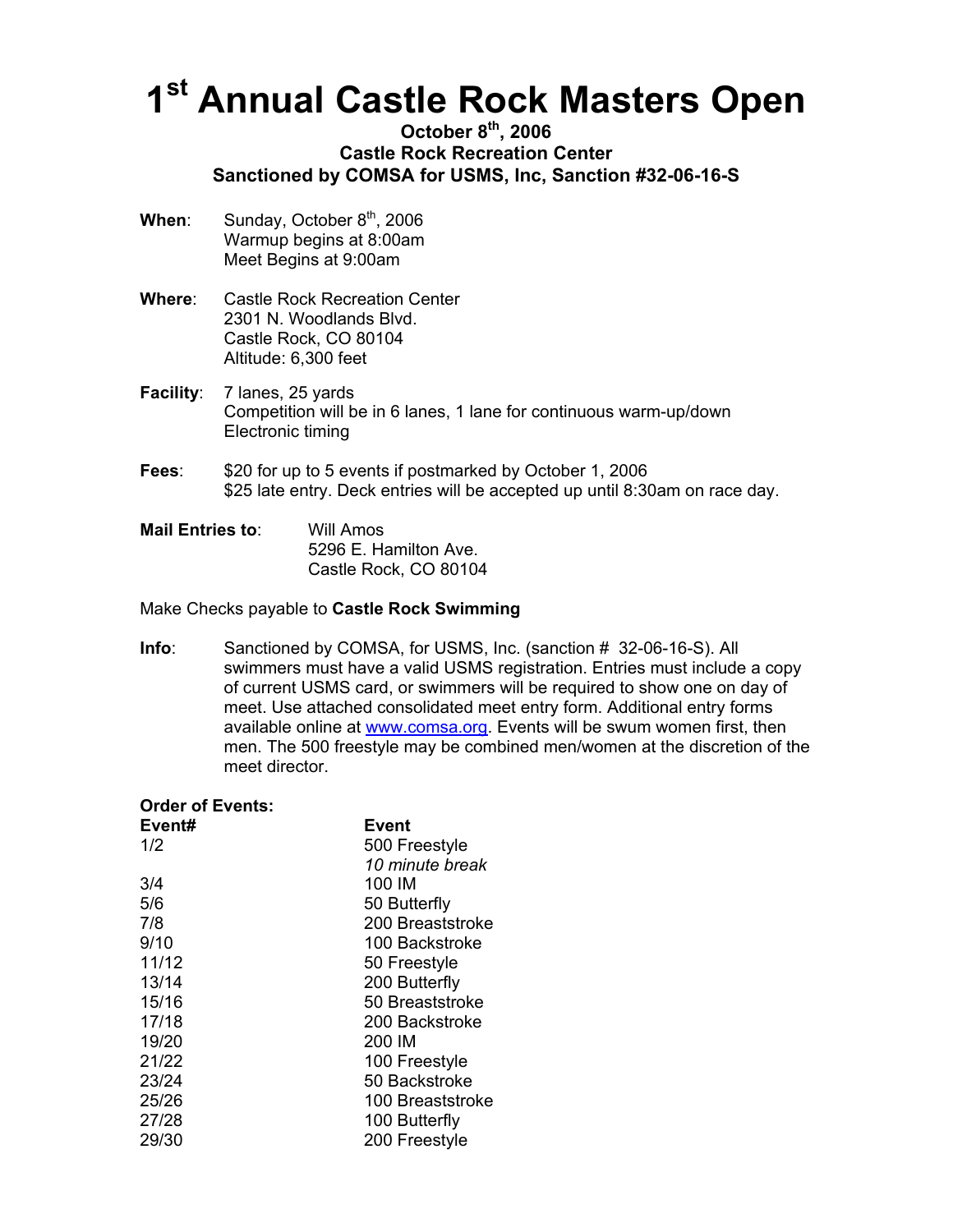# 1st Annual Castle Rock Masters Open

**October 8th, 2006**
**Castle Rock Recreation Center**
**Sanctioned by COMSA for USMS, Inc, Sanction #32-06-16-S**

**When**: Sunday, October 8th, 2006
Warmup begins at 8:00am
Meet Begins at 9:00am

**Where**: Castle Rock Recreation Center
2301 N. Woodlands Blvd.
Castle Rock, CO 80104
Altitude: 6,300 feet

**Facility**: 7 lanes, 25 yards
Competition will be in 6 lanes, 1 lane for continuous warm-up/down
Electronic timing

**Fees**: $20 for up to 5 events if postmarked by October 1, 2006
$25 late entry. Deck entries will be accepted up until 8:30am on race day.

**Mail Entries to**: Will Amos
5296 E. Hamilton Ave.
Castle Rock, CO 80104

Make Checks payable to **Castle Rock Swimming**

**Info**: Sanctioned by COMSA, for USMS, Inc. (sanction # 32-06-16-S). All swimmers must have a valid USMS registration. Entries must include a copy of current USMS card, or swimmers will be required to show one on day of meet. Use attached consolidated meet entry form. Additional entry forms available online at www.comsa.org. Events will be swum women first, then men. The 500 freestyle may be combined men/women at the discretion of the meet director.

**Order of Events:**

| Event# | Event |
|---|---|
| 1/2 | 500 Freestyle |
| | *10 minute break* |
| 3/4 | 100 IM |
| 5/6 | 50 Butterfly |
| 7/8 | 200 Breaststroke |
| 9/10 | 100 Backstroke |
| 11/12 | 50 Freestyle |
| 13/14 | 200 Butterfly |
| 15/16 | 50 Breaststroke |
| 17/18 | 200 Backstroke |
| 19/20 | 200 IM |
| 21/22 | 100 Freestyle |
| 23/24 | 50 Backstroke |
| 25/26 | 100 Breaststroke |
| 27/28 | 100 Butterfly |
| 29/30 | 200 Freestyle |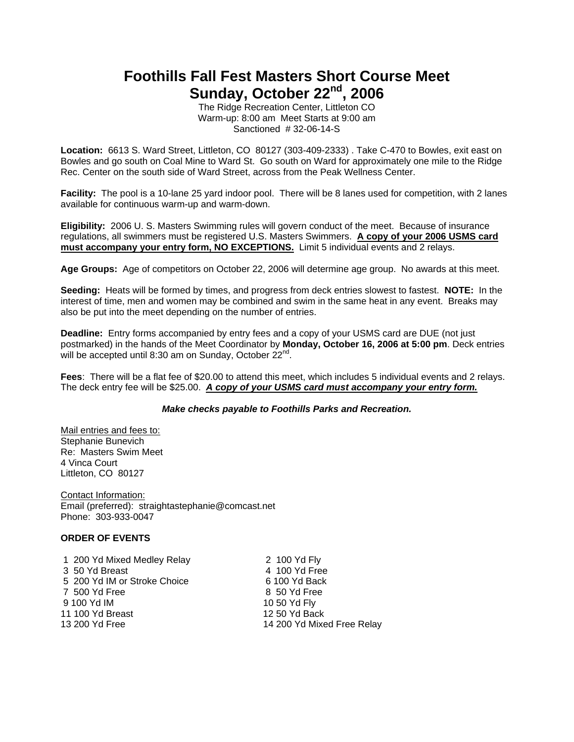# Foothills Fall Fest Masters Short Course Meet
# Sunday, October 22nd, 2006

The Ridge Recreation Center, Littleton CO
Warm-up: 8:00 am Meet Starts at 9:00 am
Sanctioned # 32-06-14-S

**Location:** 6613 S. Ward Street, Littleton, CO 80127 (303-409-2333) . Take C-470 to Bowles, exit east on Bowles and go south on Coal Mine to Ward St. Go south on Ward for approximately one mile to the Ridge Rec. Center on the south side of Ward Street, across from the Peak Wellness Center.

**Facility:** The pool is a 10-lane 25 yard indoor pool. There will be 8 lanes used for competition, with 2 lanes available for continuous warm-up and warm-down.

**Eligibility:** 2006 U. S. Masters Swimming rules will govern conduct of the meet. Because of insurance regulations, all swimmers must be registered U.S. Masters Swimmers. **A copy of your 2006 USMS card must accompany your entry form, NO EXCEPTIONS.** Limit 5 individual events and 2 relays.

**Age Groups:** Age of competitors on October 22, 2006 will determine age group. No awards at this meet.

**Seeding:** Heats will be formed by times, and progress from deck entries slowest to fastest. **NOTE:** In the interest of time, men and women may be combined and swim in the same heat in any event. Breaks may also be put into the meet depending on the number of entries.

**Deadline:** Entry forms accompanied by entry fees and a copy of your USMS card are DUE (not just postmarked) in the hands of the Meet Coordinator by **Monday, October 16, 2006 at 5:00 pm**. Deck entries will be accepted until 8:30 am on Sunday, October 22nd.

**Fees**: There will be a flat fee of $20.00 to attend this meet, which includes 5 individual events and 2 relays. The deck entry fee will be $25.00. ***A copy of your USMS card must accompany your entry form.***

***Make checks payable to Foothills Parks and Recreation.***

Mail entries and fees to:
Stephanie Bunevich
Re: Masters Swim Meet
4 Vinca Court
Littleton, CO 80127

Contact Information:
Email (preferred): straightastephanie@comcast.net
Phone: 303-933-0047

**ORDER OF EVENTS**

| | |
|---|---|
| 1 200 Yd Mixed Medley Relay | 2 100 Yd Fly |
| 3 50 Yd Breast | 4 100 Yd Free |
| 5 200 Yd IM or Stroke Choice | 6 100 Yd Back |
| 7 500 Yd Free | 8 50 Yd Free |
| 9 100 Yd IM | 10 50 Yd Fly |
| 11 100 Yd Breast | 12 50 Yd Back |
| 13 200 Yd Free | 14 200 Yd Mixed Free Relay |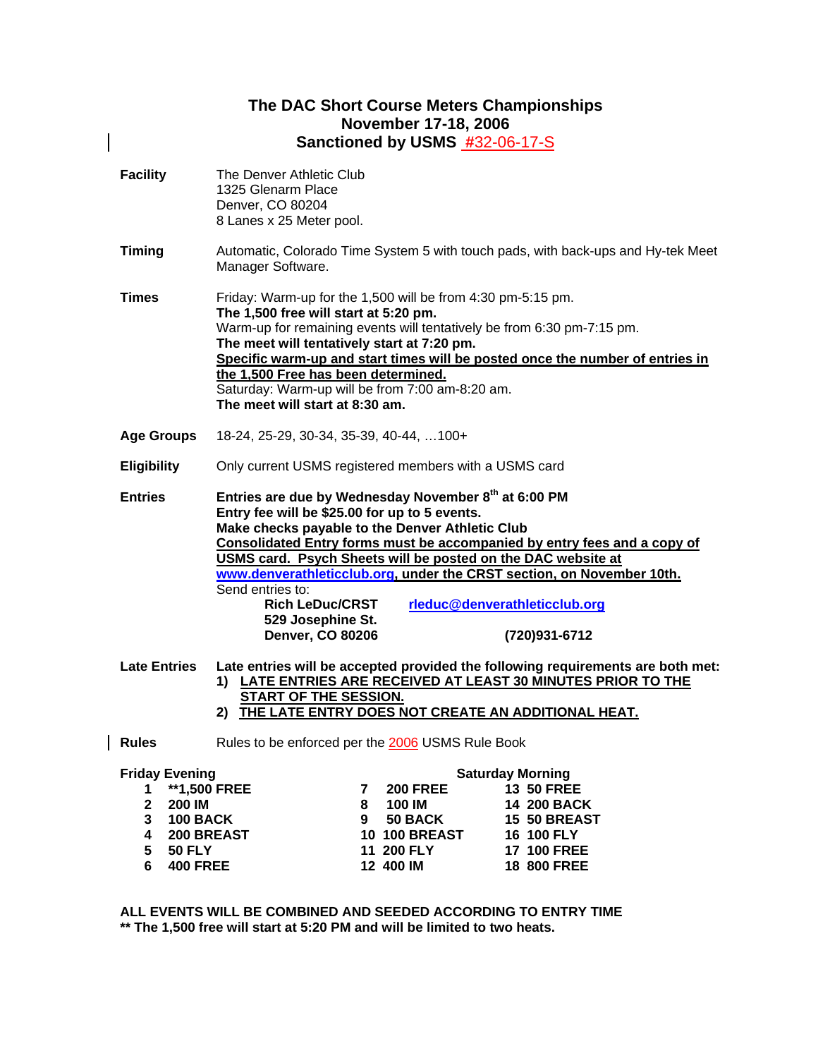# The DAC Short Course Meters Championships
## November 17-18, 2006
## Sanctioned by USMS #32-06-17-S

**Facility**

The Denver Athletic Club
1325 Glenarm Place
Denver, CO 80204
8 Lanes x 25 Meter pool.

**Timing**

Automatic, Colorado Time System 5 with touch pads, with back-ups and Hy-tek Meet Manager Software.

**Times**

Friday: Warm-up for the 1,500 will be from 4:30 pm-5:15 pm.
**The 1,500 free will start at 5:20 pm.**
Warm-up for remaining events will tentatively be from 6:30 pm-7:15 pm.
**The meet will tentatively start at 7:20 pm.**
**Specific warm-up and start times will be posted once the number of entries in the 1,500 Free has been determined.**
Saturday: Warm-up will be from 7:00 am-8:20 am.
**The meet will start at 8:30 am.**

**Age Groups**

18-24, 25-29, 30-34, 35-39, 40-44, …100+

**Eligibility**

Only current USMS registered members with a USMS card

**Entries**

**Entries are due by Wednesday November 8th at 6:00 PM**
**Entry fee will be $25.00 for up to 5 events.**
**Make checks payable to the Denver Athletic Club**
**Consolidated Entry forms must be accompanied by entry fees and a copy of USMS card. Psych Sheets will be posted on the DAC website at www.denverathleticclub.org, under the CRST section, on November 10th.**
Send entries to:

**Rich LeDuc/CRST** rleduc@denverathleticclub.org
**529 Josephine St.**
**Denver, CO 80206** **(720)931-6712**

**Late Entries**

**Late entries will be accepted provided the following requirements are both met:**
1) **LATE ENTRIES ARE RECEIVED AT LEAST 30 MINUTES PRIOR TO THE START OF THE SESSION.**
2) **THE LATE ENTRY DOES NOT CREATE AN ADDITIONAL HEAT.**

**Rules**

Rules to be enforced per the 2006 USMS Rule Book

| Friday Evening | | Saturday Morning | |
|---|---|---|---|
| 1 **1,500 FREE | 7 200 FREE | 13 50 FREE |
| 2 200 IM | 8 100 IM | 14 200 BACK |
| 3 100 BACK | 9 50 BACK | 15 50 BREAST |
| 4 200 BREAST | 10 100 BREAST | 16 100 FLY |
| 5 50 FLY | 11 200 FLY | 17 100 FREE |
| 6 400 FREE | 12 400 IM | 18 800 FREE |

**ALL EVENTS WILL BE COMBINED AND SEEDED ACCORDING TO ENTRY TIME**
**** The 1,500 free will start at 5:20 PM and will be limited to two heats.**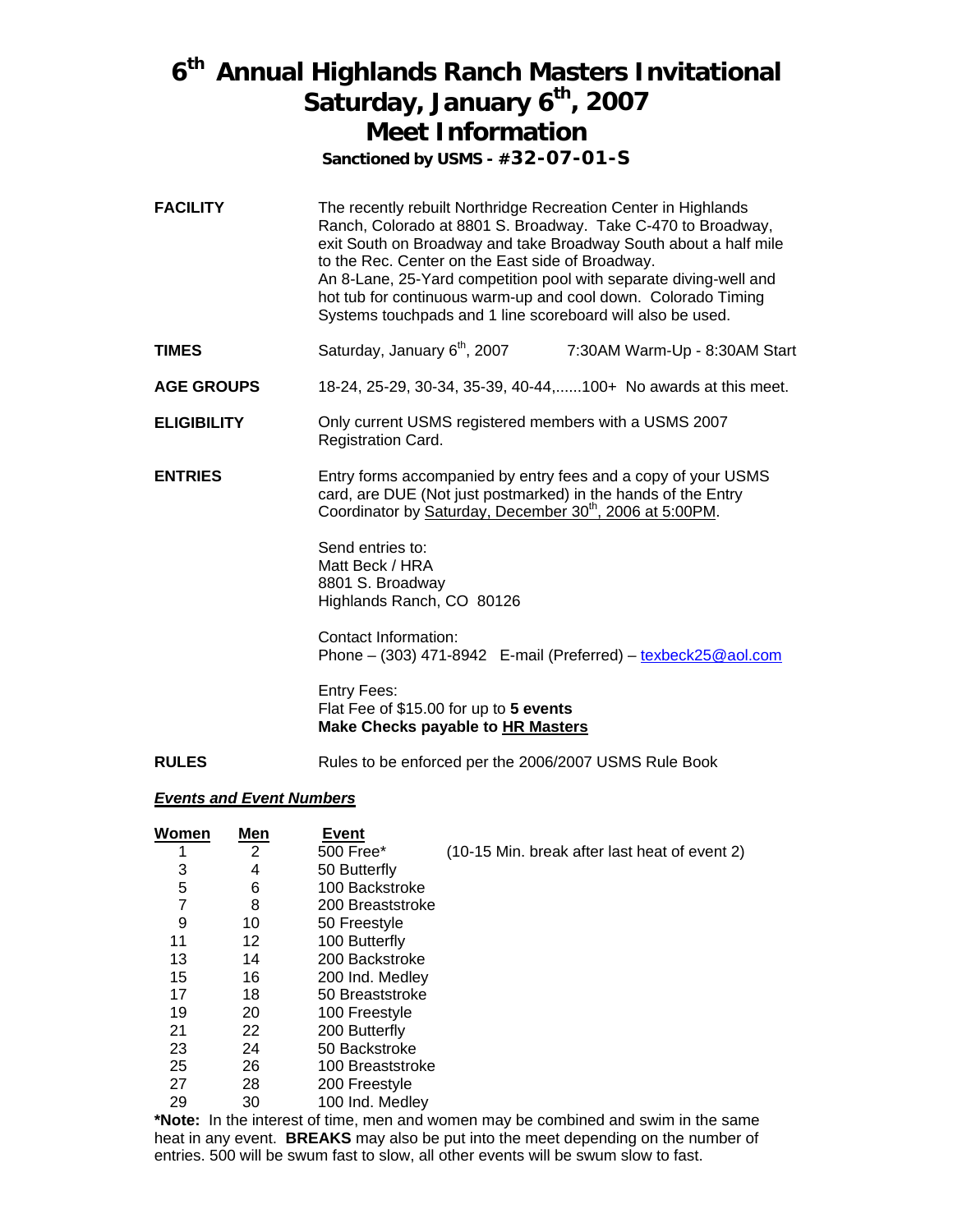# 6th Annual Highlands Ranch Masters Invitational
# Saturday, January 6th, 2007
# Meet Information

**Sanctioned by USMS - #32-07-01-S**

**FACILITY**

The recently rebuilt Northridge Recreation Center in Highlands Ranch, Colorado at 8801 S. Broadway. Take C-470 to Broadway, exit South on Broadway and take Broadway South about a half mile to the Rec. Center on the East side of Broadway.
An 8-Lane, 25-Yard competition pool with separate diving-well and hot tub for continuous warm-up and cool down. Colorado Timing Systems touchpads and 1 line scoreboard will also be used.

**TIMES**

Saturday, January 6th, 2007 — 7:30AM Warm-Up - 8:30AM Start

**AGE GROUPS**

18-24, 25-29, 30-34, 35-39, 40-44,......100+ No awards at this meet.

**ELIGIBILITY**

Only current USMS registered members with a USMS 2007 Registration Card.

**ENTRIES**

Entry forms accompanied by entry fees and a copy of your USMS card, are DUE (Not just postmarked) in the hands of the Entry Coordinator by Saturday, December 30th, 2006 at 5:00PM.

Send entries to:
Matt Beck / HRA
8801 S. Broadway
Highlands Ranch, CO 80126

Contact Information:
Phone – (303) 471-8942 E-mail (Preferred) – texbeck25@aol.com

Entry Fees:
Flat Fee of $15.00 for up to **5 events**
**Make Checks payable to HR Masters**

**RULES**

Rules to be enforced per the 2006/2007 USMS Rule Book

***Events and Event Numbers***

| Women | Men | Event | |
|---|---|---|---|
| 1 | 2 | 500 Free* | (10-15 Min. break after last heat of event 2) |
| 3 | 4 | 50 Butterfly | |
| 5 | 6 | 100 Backstroke | |
| 7 | 8 | 200 Breaststroke | |
| 9 | 10 | 50 Freestyle | |
| 11 | 12 | 100 Butterfly | |
| 13 | 14 | 200 Backstroke | |
| 15 | 16 | 200 Ind. Medley | |
| 17 | 18 | 50 Breaststroke | |
| 19 | 20 | 100 Freestyle | |
| 21 | 22 | 200 Butterfly | |
| 23 | 24 | 50 Backstroke | |
| 25 | 26 | 100 Breaststroke | |
| 27 | 28 | 200 Freestyle | |
| 29 | 30 | 100 Ind. Medley | |

***Note:** In the interest of time, men and women may be combined and swim in the same heat in any event. **BREAKS** may also be put into the meet depending on the number of entries. 500 will be swum fast to slow, all other events will be swum slow to fast.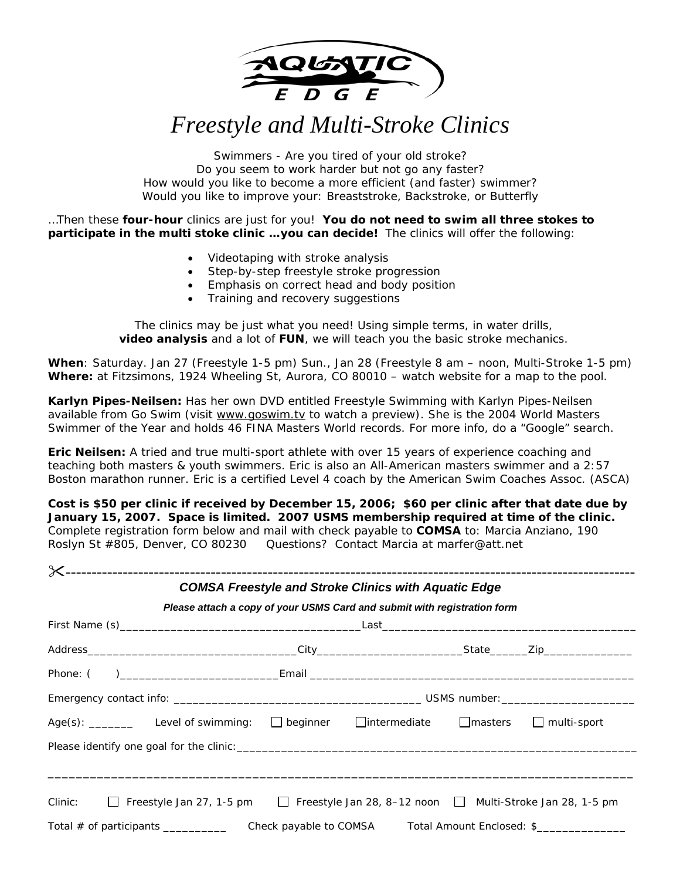AQUATIC EDGE

# *Freestyle and Multi-Stroke Clinics*

Swimmers - Are you tired of your old stroke?
Do you seem to work harder but not go any faster?
How would you like to become a more efficient (and faster) swimmer?
Would you like to improve your: Breaststroke, Backstroke, or Butterfly

…Then these **four-hour** clinics are just for you! **You do not need to swim all three stokes to participate in the multi stoke clinic …you can decide!** The clinics will offer the following:

- Videotaping with stroke analysis
- Step-by-step freestyle stroke progression
- Emphasis on correct head and body position
- Training and recovery suggestions

*The clinics may be just what you need! Using simple terms, in water drills,* ***video analysis*** *and a lot of* ***FUN****, we will teach you the basic stroke mechanics.*

**When**: Saturday. Jan 27 (Freestyle 1-5 pm) Sun., Jan 28 (Freestyle 8 am – noon, Multi-Stroke 1-5 pm)
**Where:** at Fitzsimons, 1924 Wheeling St, Aurora, CO 80010 – watch website for a map to the pool.

**Karlyn Pipes-Neilsen:** Has her own DVD entitled Freestyle Swimming with Karlyn Pipes-Neilsen available from Go Swim (visit www.goswim.tv to watch a preview). She is the 2004 World Masters Swimmer of the Year and holds 46 FINA Masters World records. For more info, do a "Google" search.

**Eric Neilsen:** A tried and true multi-sport athlete with over 15 years of experience coaching and teaching both masters & youth swimmers. Eric is also an All-American masters swimmer and a 2:57 Boston marathon runner. Eric is a certified Level 4 coach by the American Swim Coaches Assoc. (ASCA)

**Cost is $50 per clinic if received by December 15, 2006; $60 per clinic after that date due by January 15, 2007. Space is limited. 2007 USMS membership required at time of the clinic.** Complete registration form below and mail with check payable to **COMSA** to: Marcia Anziano, 190 Roslyn St #805, Denver, CO 80230 Questions? Contact Marcia at marfer@att.net

✂-----------------------------------------------------------------------------------------------------------

***COMSA Freestyle and Stroke Clinics with Aquatic Edge***

***Please attach a copy of your USMS Card and submit with registration form***

First Name (s)_____________________________________Last_____________________________________

Address________________________________City______________________State______Zip_____________

Phone: (     )________________________Email _____________________________________________

Emergency contact info: _____________________________________ USMS number:____________________

Age(s): _______ Level of swimming: ☐ beginner ☐ intermediate ☐ masters ☐ multi-sport

Please identify one goal for the clinic:_______________________________________________________

_____________________________________________________________________________________

Clinic: ☐ Freestyle Jan 27, 1-5 pm ☐ Freestyle Jan 28, 8–12 noon ☐ Multi-Stroke Jan 28, 1-5 pm

Total # of participants __________ Check payable to COMSA Total Amount Enclosed: $______________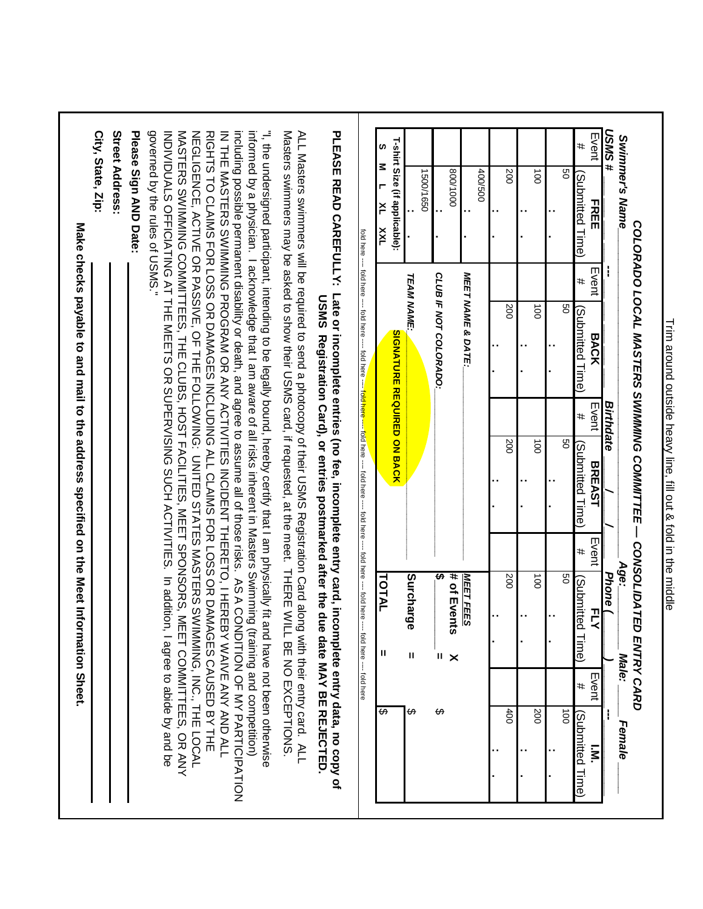Trim around outside heavy line, fill out & fold in the middle

# COLORADO LOCAL MASTERS SWIMMING COMMITTEE — CONSOLIDATED ENTRY CARD

**Swimmer's Name** ______________________ **Age:** ____ **Male:** ____ **Female** ____

**USMS #** ____ - ____ **Birthdate** ___ / ___ / ___ **Phone (** ___ **)** ______

| Event # | FREE (Submitted Time) | Event # | BACK (Submitted Time) | Event # | BREAST (Submitted Time) | Event # | FLY (Submitted Time) | Event # | I.M. (Submitted Time) |
|---|---|---|---|---|---|---|---|---|---|
| | 50 : . | | 50 : . | | 50 : . | | 50 : . | | 100 : . |
| | 100 : . | | 100 : . | | 100 : . | | 100 : . | | 200 : . |
| | 200 : . | | 200 : . | | 200 : . | | 200 : . | | 400 : . |
| | 400/500 : . | | **MEET NAME & DATE:** | | | | **MEET FEES** | | |
| | 800/1000 : . | | **CLUB IF NOT COLORADO:** | | | | **# of Events** ___ **X $** ___ **=** | | **$** |
| | 1500/1650 : . | | **TEAM NAME:** | | | | **Surcharge =** | | **$** |
| **T-shirt Size (if applicable):** S M L XL XXL | | | **SIGNATURE REQUIRED ON BACK** | | | | **TOTAL =** | | **$** |

fold here ---- fold here ---- fold here ---- fold here ---- fold here ---- fold here ---- fold here ---- fold here ---- fold here ---- fold here

**PLEASE READ CAREFULLY: Late or incomplete entries (no fee, incomplete entry card, incomplete entry data, no copy of USMS Registration Card), or entries postmarked after the due date MAY BE REJECTED.**

ALL Masters swimmers will be required to send a photocopy of their USMS Registration Card along with their entry card. ALL Masters swimmers may be asked to show their USMS card, if requested, at the meet. THERE WILL BE NO EXCEPTIONS.

"I, the undersigned participant, intending to be legally bound, hereby certify that I am physically fit and have not been otherwise informed by a physician. I acknowledge that I am aware of all risks inherent in Masters Swimming (training and competition) including possible permanent disability or death, and agree to assume all of those risks. AS A CONDITION OF MY PARTICIPATION IN THE MASTERS SWIMMING PROGRAM OR ANY ACTIVITIES INCIDENT THERETO, I HEREBY WAIVE ANY AND ALL RIGHTS TO CLAIMS FOR LOSS OR DAMAGES INCLUDING ALL CLAIMS FOR LOSS OR DAMAGES CAUSED BY THE NEGLIGENCE, ACTIVE OR PASSIVE, OF THE FOLLOWING: UNITED STATES MASTERS SWIMMING, INC., THE LOCAL MASTERS SWIMMING COMMITTEES, THE CLUBS, HOST FACILITIES, MEET SPONSORS, MEET COMMITTEES, OR ANY INDIVIDUALS OFFICIATING AT THE MEETS OR SUPERVISING SUCH ACTIVITIES. In addition, I agree to abide by and be governed by the rules of USMS."

**Please Sign AND Date:** ______________________

**Street Address:** ______________________

**City, State, Zip:** ______________________

**Make checks payable to and mail to the address specified on the Meet Information Sheet.**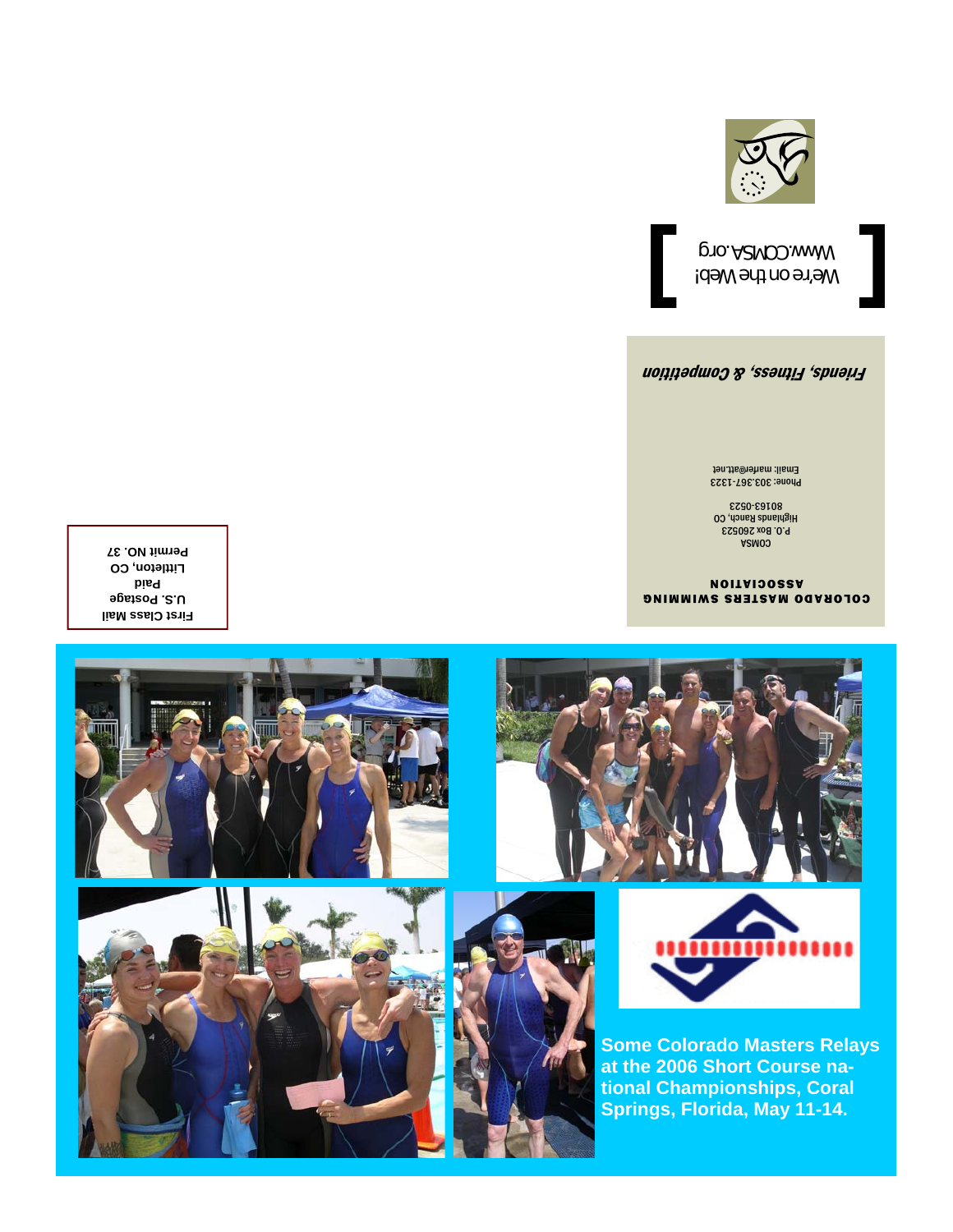We're on the Web!
Www.COMSA.org

*Friends, Fitness, & Competition*

Email: marfe@att.net
Phone: 303.367-1323

80163-0523
Highlands Ranch, CO
P.O. Box 260523
COMSA

**COLORADO MASTERS SWIMMING ASSOCIATION**

First Class Mail
U.S. Postage
Paid
Littleton, CO
Permit NO. 37

**Some Colorado Masters Relays at the 2006 Short Course national Championships, Coral Springs, Florida, May 11-14.**